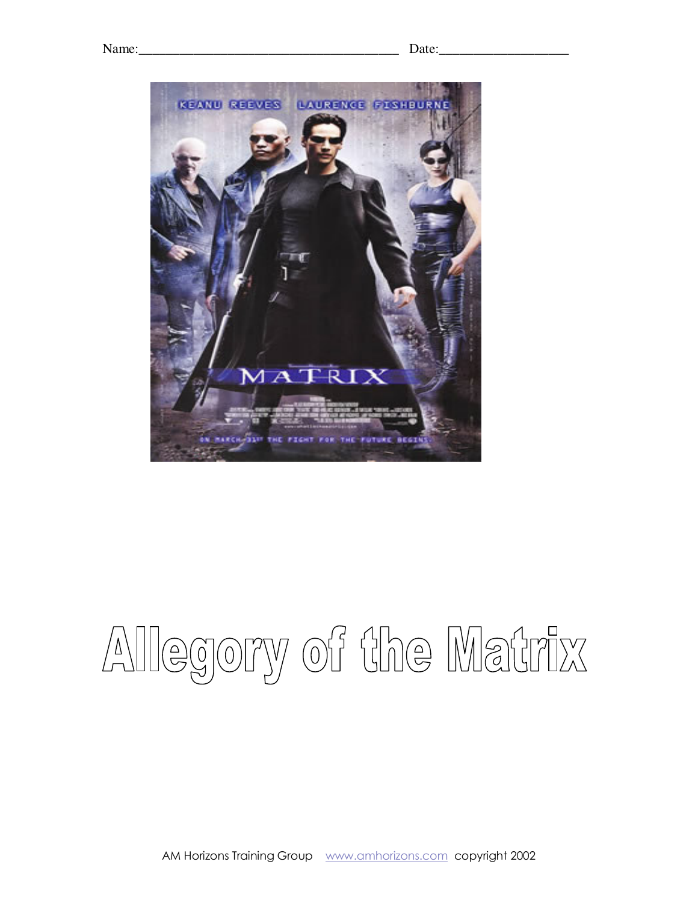Name:_______________________________________ Date:___________________

# Allegory of the Matrix

AM Horizons Training Group [www.amhorizons.com](http://www.amhorizons.com) copyright 2002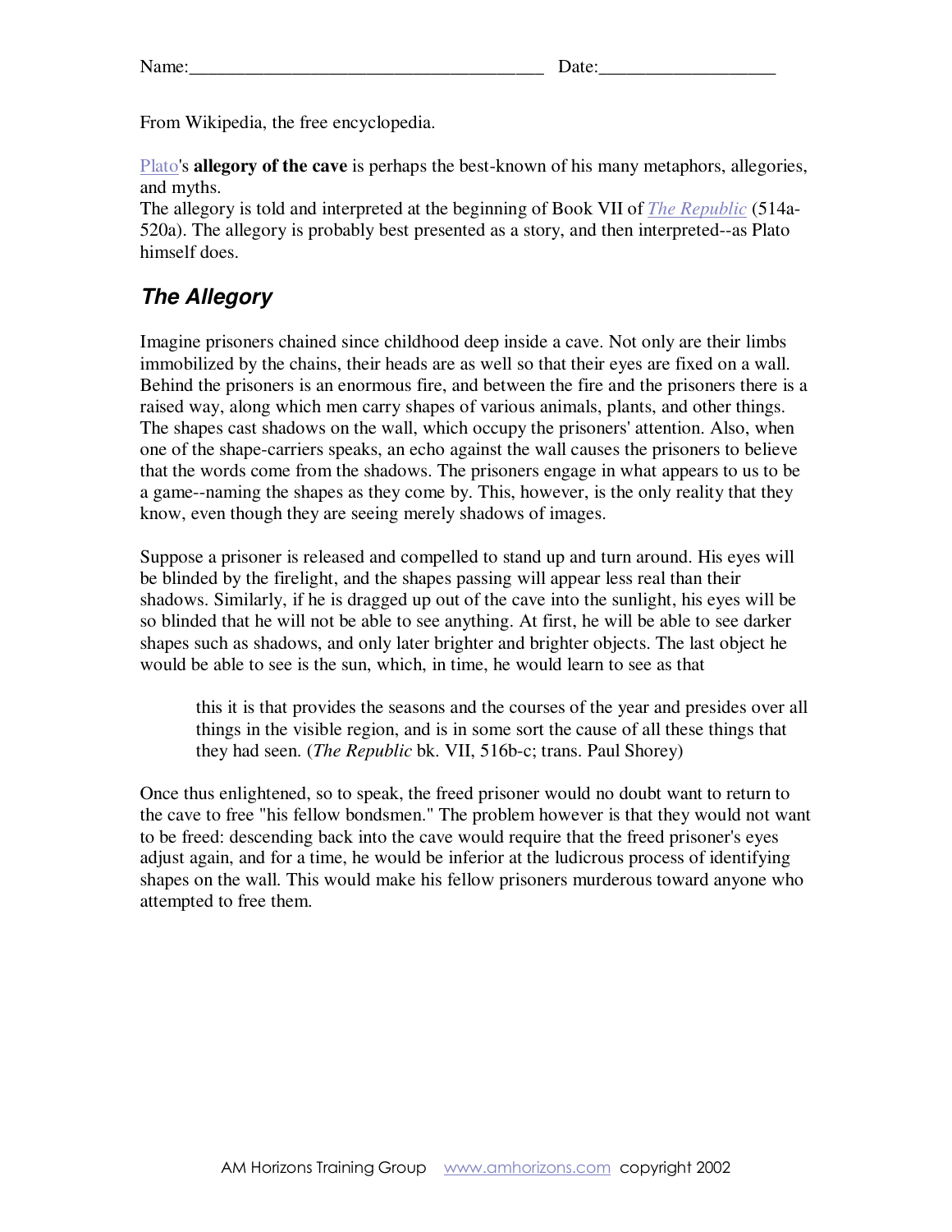Name:_____________________________________ Date:__________________

From Wikipedia, the free encyclopedia.

Plato's **allegory of the cave** is perhaps the best-known of his many metaphors, allegories, and myths.
The allegory is told and interpreted at the beginning of Book VII of *The Republic* (514a-520a). The allegory is probably best presented as a story, and then interpreted--as Plato himself does.

## *The Allegory*

Imagine prisoners chained since childhood deep inside a cave. Not only are their limbs immobilized by the chains, their heads are as well so that their eyes are fixed on a wall. Behind the prisoners is an enormous fire, and between the fire and the prisoners there is a raised way, along which men carry shapes of various animals, plants, and other things. The shapes cast shadows on the wall, which occupy the prisoners' attention. Also, when one of the shape-carriers speaks, an echo against the wall causes the prisoners to believe that the words come from the shadows. The prisoners engage in what appears to us to be a game--naming the shapes as they come by. This, however, is the only reality that they know, even though they are seeing merely shadows of images.

Suppose a prisoner is released and compelled to stand up and turn around. His eyes will be blinded by the firelight, and the shapes passing will appear less real than their shadows. Similarly, if he is dragged up out of the cave into the sunlight, his eyes will be so blinded that he will not be able to see anything. At first, he will be able to see darker shapes such as shadows, and only later brighter and brighter objects. The last object he would be able to see is the sun, which, in time, he would learn to see as that

> this it is that provides the seasons and the courses of the year and presides over all things in the visible region, and is in some sort the cause of all these things that they had seen. (*The Republic* bk. VII, 516b-c; trans. Paul Shorey)

Once thus enlightened, so to speak, the freed prisoner would no doubt want to return to the cave to free "his fellow bondsmen." The problem however is that they would not want to be freed: descending back into the cave would require that the freed prisoner's eyes adjust again, and for a time, he would be inferior at the ludicrous process of identifying shapes on the wall. This would make his fellow prisoners murderous toward anyone who attempted to free them.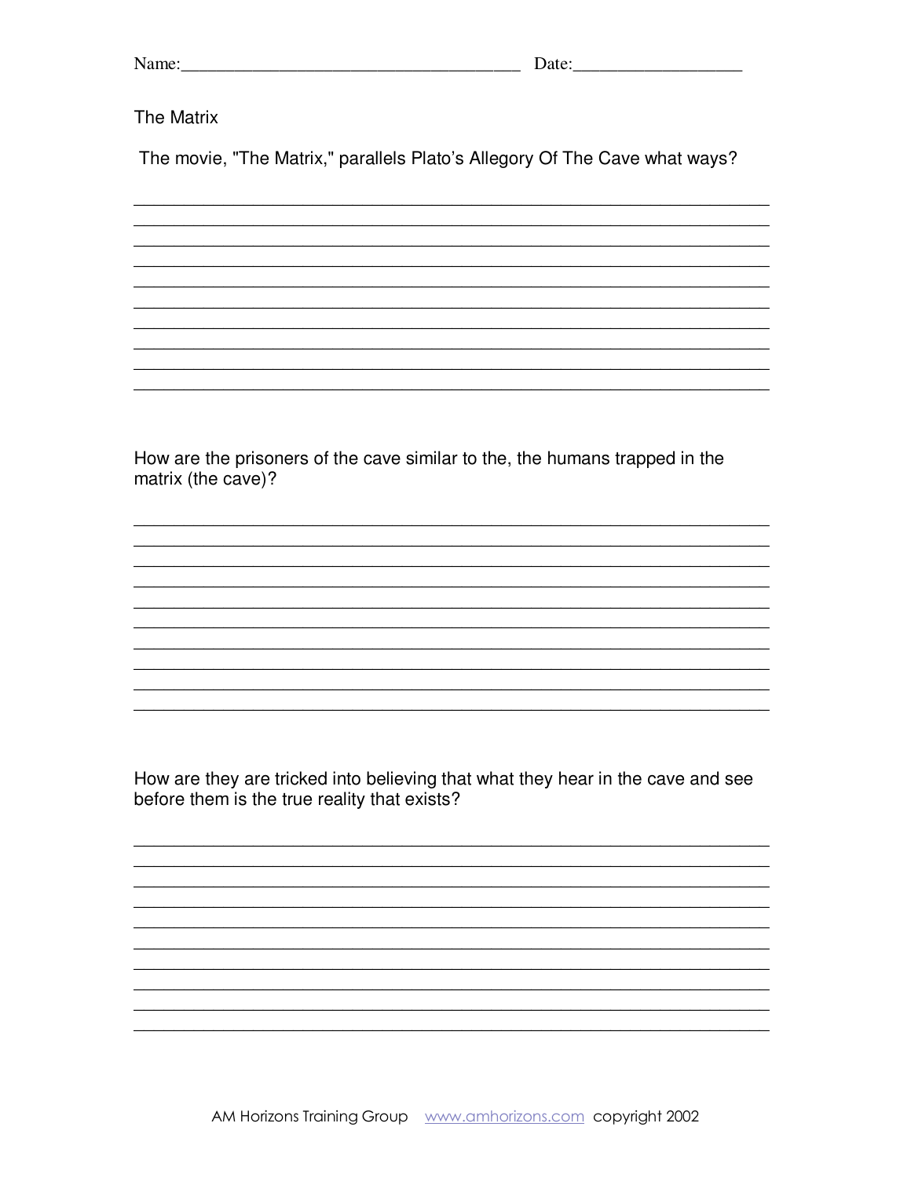Name:_______________________________________ Date:___________________

The Matrix

The movie, "The Matrix," parallels Plato's Allegory Of The Cave what ways?

How are the prisoners of the cave similar to the, the humans trapped in the matrix (the cave)?

How are they are tricked into believing that what they hear in the cave and see before them is the true reality that exists?

AM Horizons Training Group www.amhorizons.com copyright 2002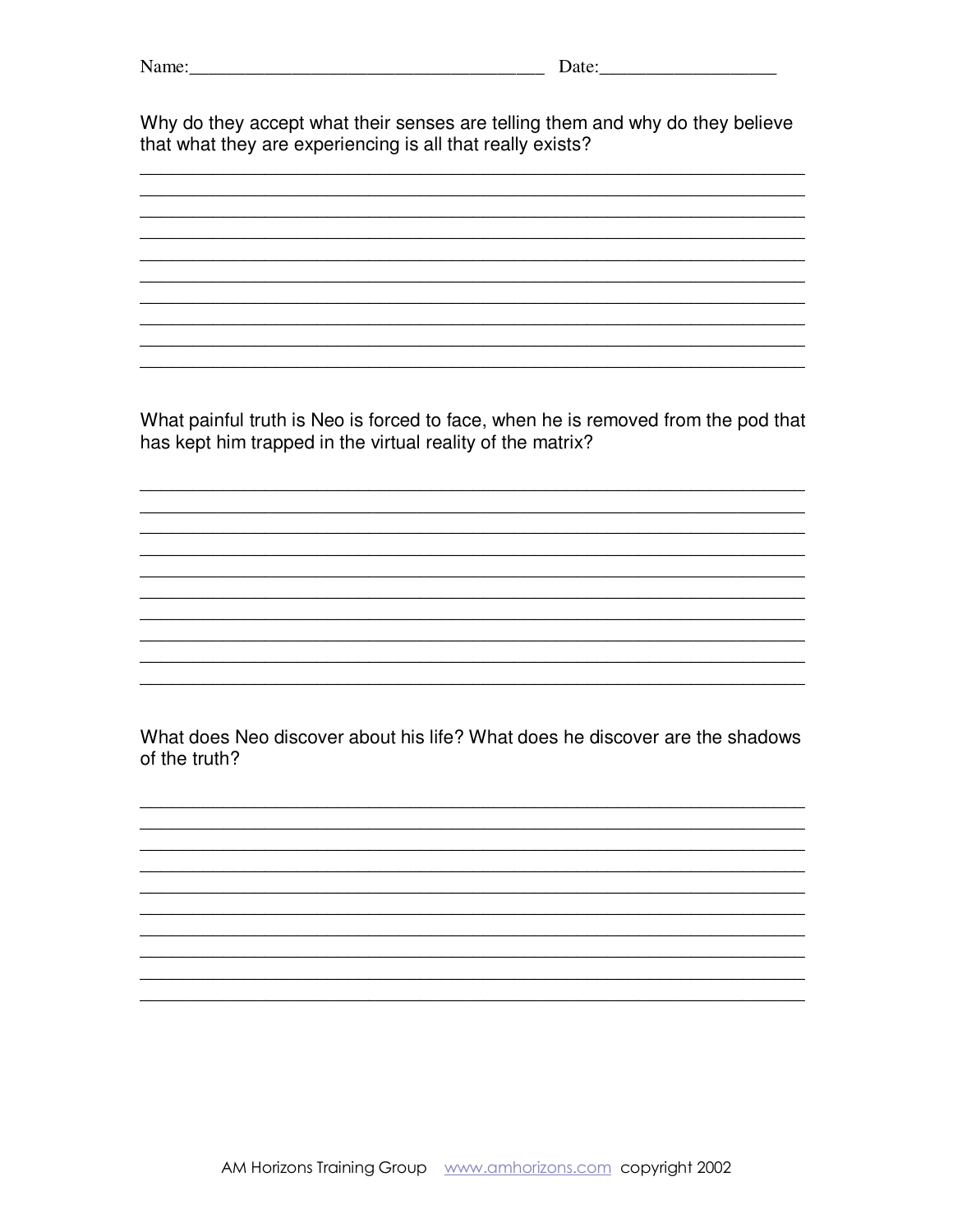Name:_______________________________________ Date:___________________

Why do they accept what their senses are telling them and why do they believe that what they are experiencing is all that really exists?

______________________________________________________________________
______________________________________________________________________
______________________________________________________________________
______________________________________________________________________
______________________________________________________________________
______________________________________________________________________
______________________________________________________________________
______________________________________________________________________
______________________________________________________________________
______________________________________________________________________

What painful truth is Neo is forced to face, when he is removed from the pod that has kept him trapped in the virtual reality of the matrix?

______________________________________________________________________
______________________________________________________________________
______________________________________________________________________
______________________________________________________________________
______________________________________________________________________
______________________________________________________________________
______________________________________________________________________
______________________________________________________________________
______________________________________________________________________
______________________________________________________________________

What does Neo discover about his life? What does he discover are the shadows of the truth?

______________________________________________________________________
______________________________________________________________________
______________________________________________________________________
______________________________________________________________________
______________________________________________________________________
______________________________________________________________________
______________________________________________________________________
______________________________________________________________________
______________________________________________________________________
______________________________________________________________________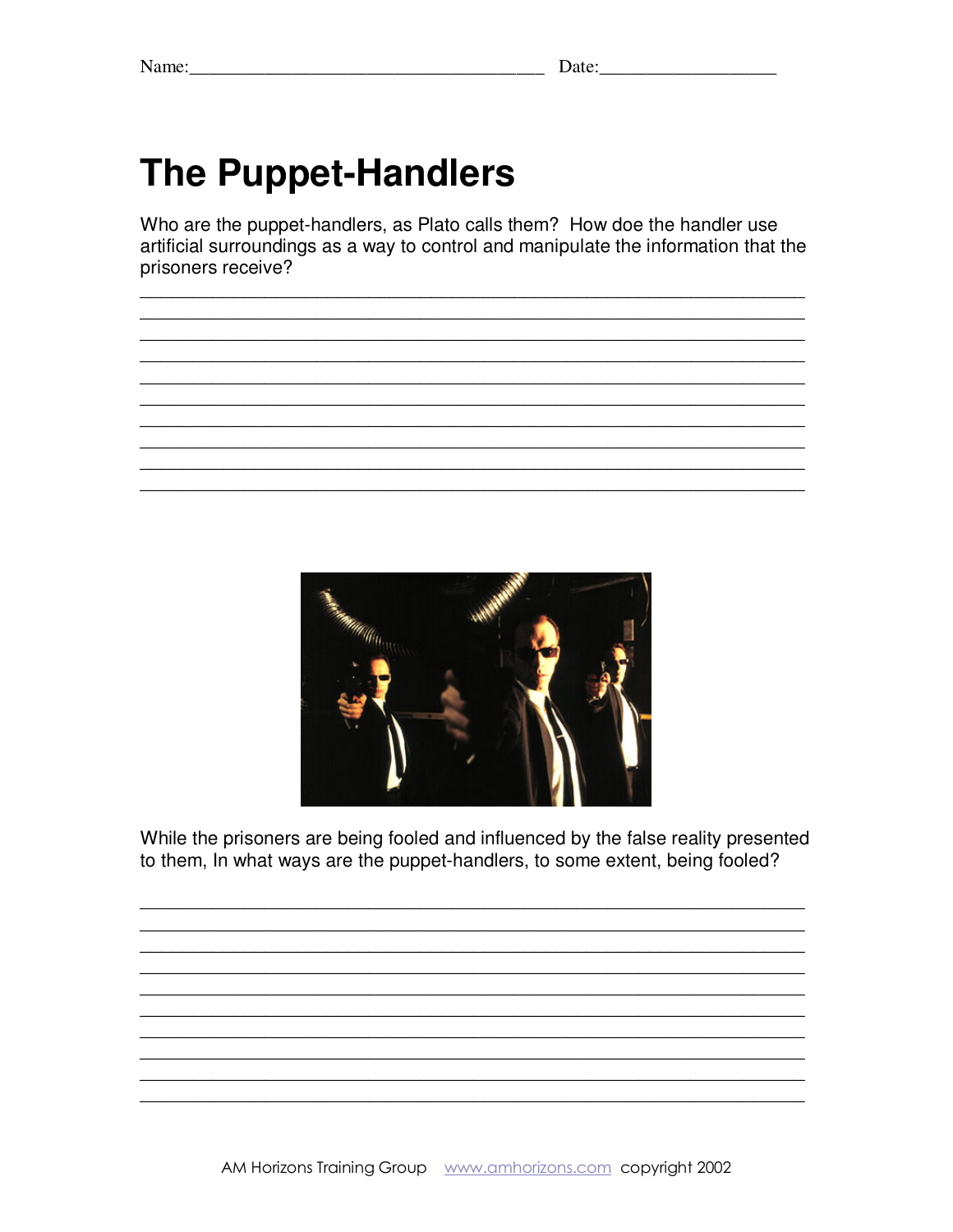Name:______________________________________ Date:___________________

# The Puppet-Handlers

Who are the puppet-handlers, as Plato calls them? How doe the handler use artificial surroundings as a way to control and manipulate the information that the prisoners receive?

_____________________________________________________________________
_____________________________________________________________________
_____________________________________________________________________
_____________________________________________________________________
_____________________________________________________________________
_____________________________________________________________________
_____________________________________________________________________
_____________________________________________________________________
_____________________________________________________________________
_____________________________________________________________________

While the prisoners are being fooled and influenced by the false reality presented to them, In what ways are the puppet-handlers, to some extent, being fooled?

_____________________________________________________________________
_____________________________________________________________________
_____________________________________________________________________
_____________________________________________________________________
_____________________________________________________________________
_____________________________________________________________________
_____________________________________________________________________
_____________________________________________________________________
_____________________________________________________________________
_____________________________________________________________________

AM Horizons Training Group www.amhorizons.com copyright 2002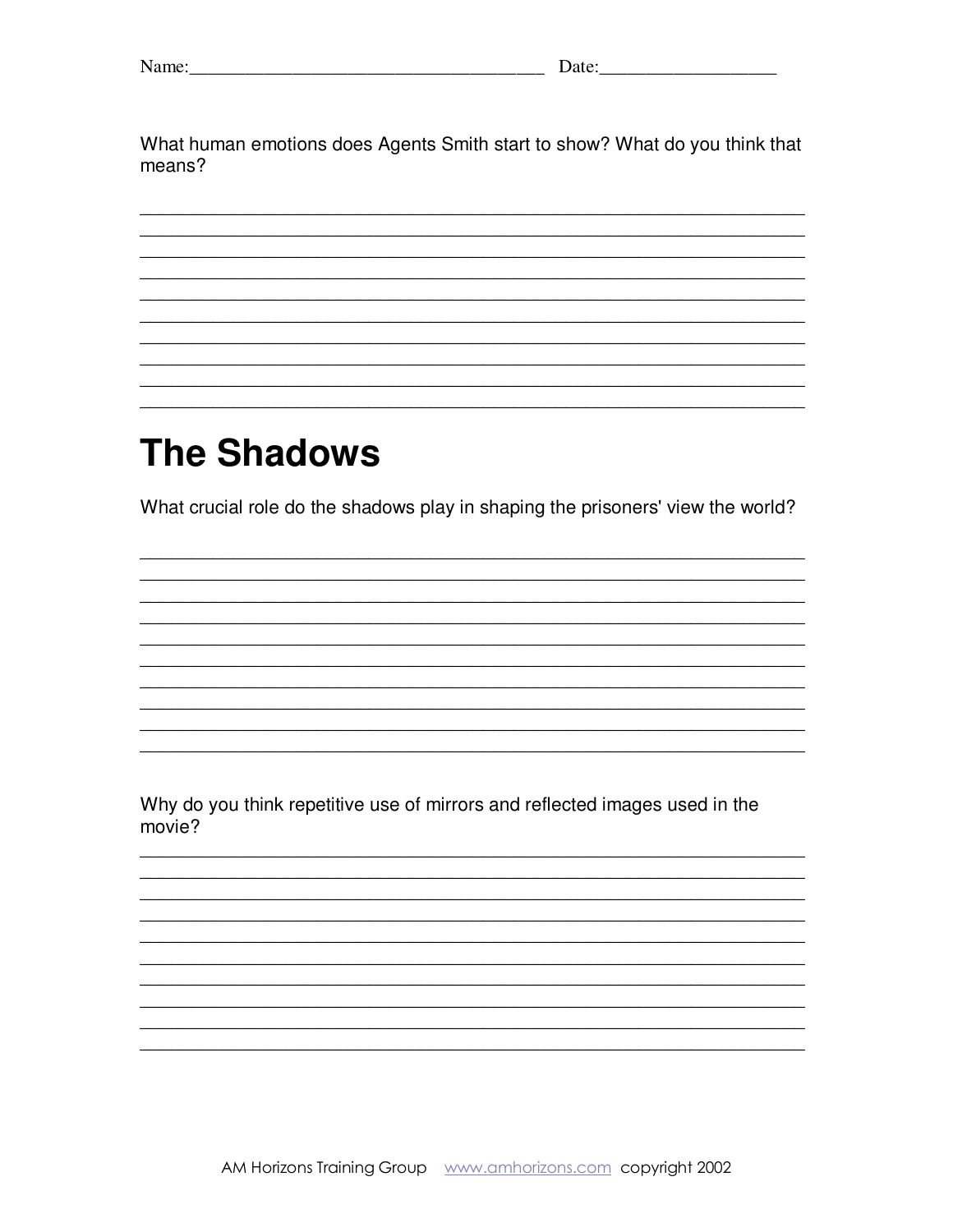Name:_______________________________________ Date:___________________

What human emotions does Agents Smith start to show? What do you think that means?

______________________________________________________________________
______________________________________________________________________
______________________________________________________________________
______________________________________________________________________
______________________________________________________________________
______________________________________________________________________
______________________________________________________________________
______________________________________________________________________
______________________________________________________________________
______________________________________________________________________

# The Shadows

What crucial role do the shadows play in shaping the prisoners' view the world?

______________________________________________________________________
______________________________________________________________________
______________________________________________________________________
______________________________________________________________________
______________________________________________________________________
______________________________________________________________________
______________________________________________________________________
______________________________________________________________________
______________________________________________________________________
______________________________________________________________________

Why do you think repetitive use of mirrors and reflected images used in the movie?

______________________________________________________________________
______________________________________________________________________
______________________________________________________________________
______________________________________________________________________
______________________________________________________________________
______________________________________________________________________
______________________________________________________________________
______________________________________________________________________
______________________________________________________________________
______________________________________________________________________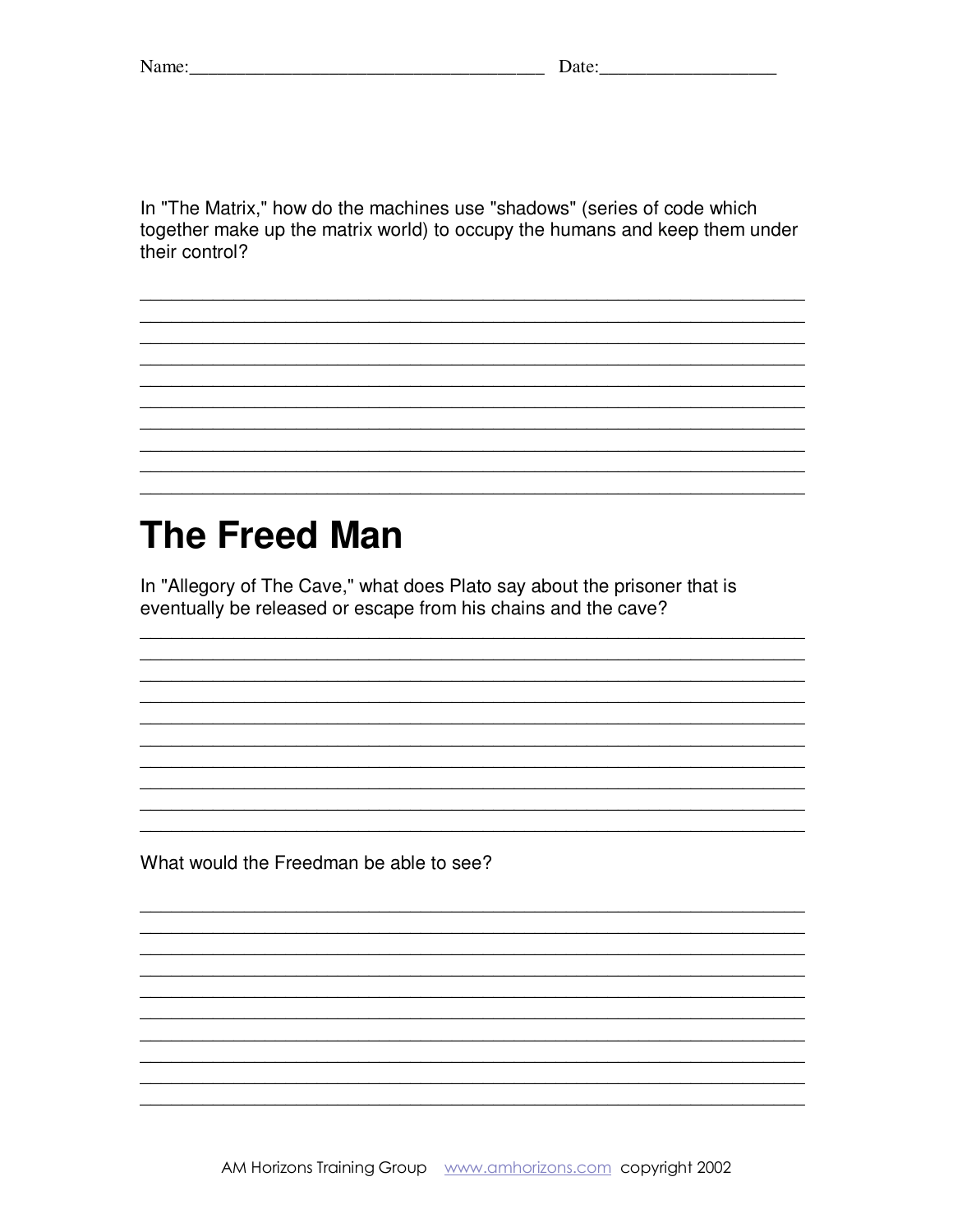Name:_______________________________________ Date:___________________

In "The Matrix," how do the machines use "shadows" (series of code which together make up the matrix world) to occupy the humans and keep them under their control?

______________________________________________________________________
______________________________________________________________________
______________________________________________________________________
______________________________________________________________________
______________________________________________________________________
______________________________________________________________________
______________________________________________________________________
______________________________________________________________________
______________________________________________________________________
______________________________________________________________________

# The Freed Man

In "Allegory of The Cave," what does Plato say about the prisoner that is eventually be released or escape from his chains and the cave?

______________________________________________________________________
______________________________________________________________________
______________________________________________________________________
______________________________________________________________________
______________________________________________________________________
______________________________________________________________________
______________________________________________________________________
______________________________________________________________________
______________________________________________________________________
______________________________________________________________________

What would the Freedman be able to see?

______________________________________________________________________
______________________________________________________________________
______________________________________________________________________
______________________________________________________________________
______________________________________________________________________
______________________________________________________________________
______________________________________________________________________
______________________________________________________________________
______________________________________________________________________
______________________________________________________________________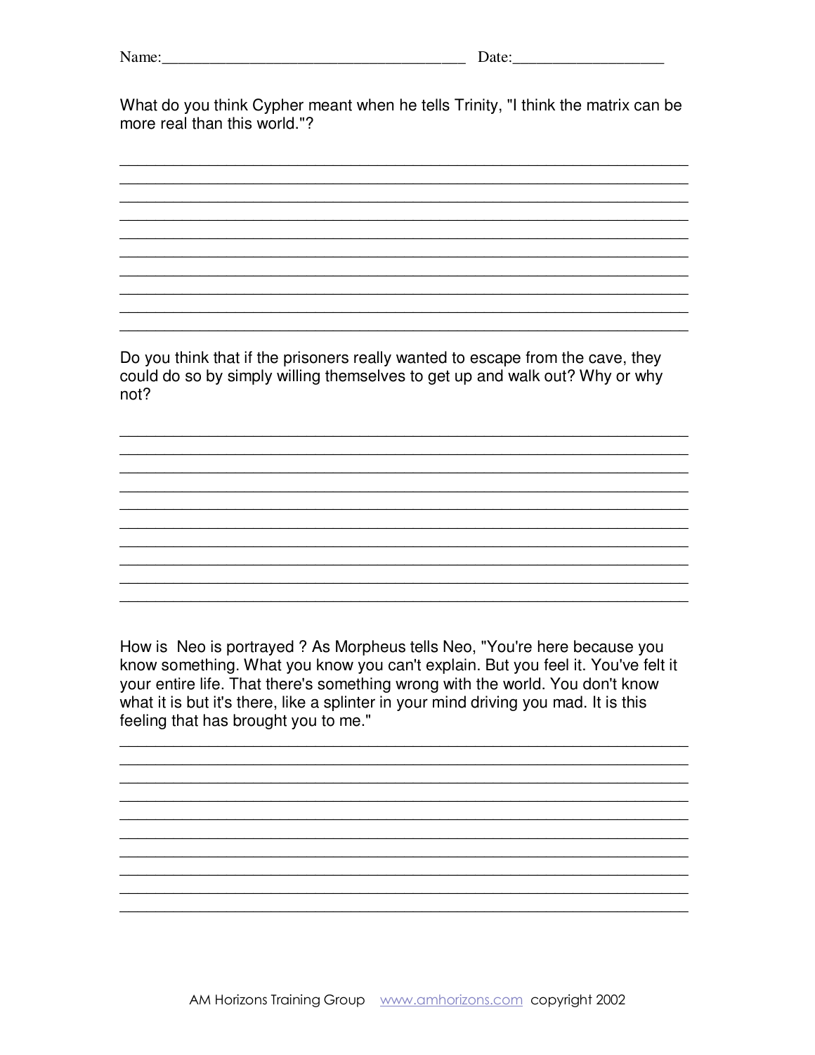Name:_______________________________________ Date:___________________

What do you think Cypher meant when he tells Trinity, "I think the matrix can be more real than this world."?

______________________________________________________________________
______________________________________________________________________
______________________________________________________________________
______________________________________________________________________
______________________________________________________________________
______________________________________________________________________
______________________________________________________________________
______________________________________________________________________
______________________________________________________________________
______________________________________________________________________

Do you think that if the prisoners really wanted to escape from the cave, they could do so by simply willing themselves to get up and walk out? Why or why not?

______________________________________________________________________
______________________________________________________________________
______________________________________________________________________
______________________________________________________________________
______________________________________________________________________
______________________________________________________________________
______________________________________________________________________
______________________________________________________________________
______________________________________________________________________
______________________________________________________________________

How is Neo is portrayed ? As Morpheus tells Neo, "You're here because you know something. What you know you can't explain. But you feel it. You've felt it your entire life. That there's something wrong with the world. You don't know what it is but it's there, like a splinter in your mind driving you mad. It is this feeling that has brought you to me."

______________________________________________________________________
______________________________________________________________________
______________________________________________________________________
______________________________________________________________________
______________________________________________________________________
______________________________________________________________________
______________________________________________________________________
______________________________________________________________________
______________________________________________________________________
______________________________________________________________________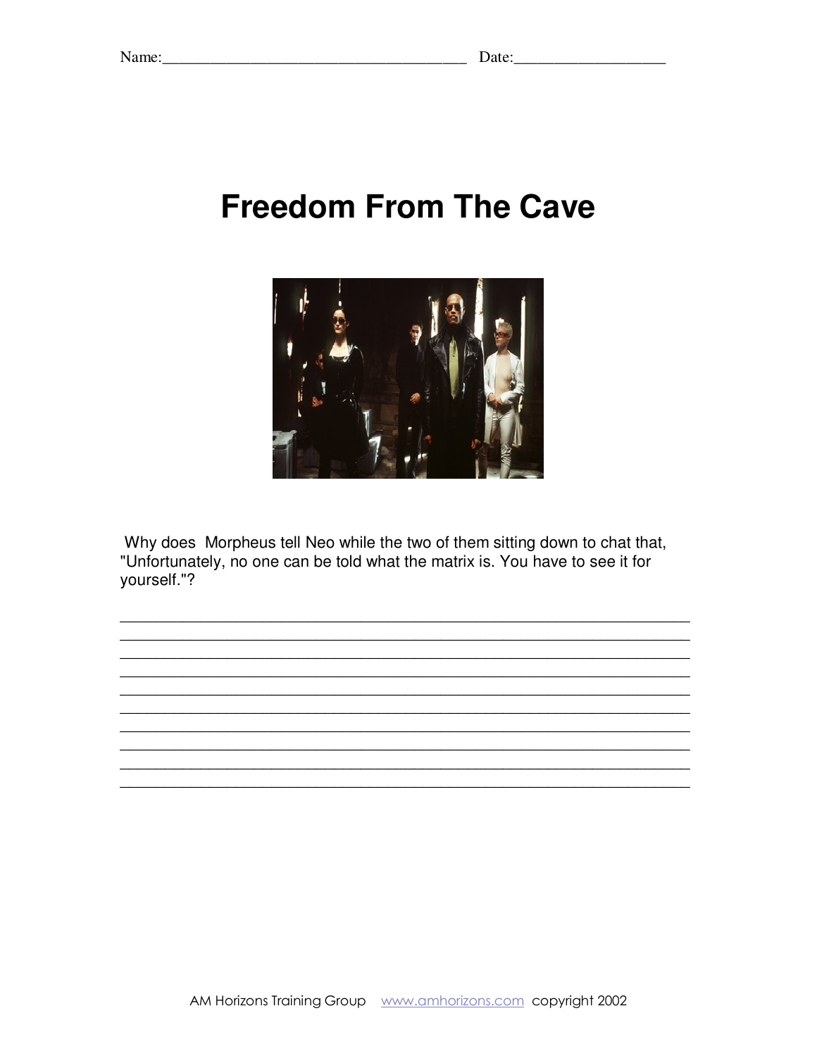Name:_______________________________________ Date:___________________

# Freedom From The Cave

Why does Morpheus tell Neo while the two of them sitting down to chat that, "Unfortunately, no one can be told what the matrix is. You have to see it for yourself."?

______________________________________________________________________
______________________________________________________________________
______________________________________________________________________
______________________________________________________________________
______________________________________________________________________
______________________________________________________________________
______________________________________________________________________
______________________________________________________________________
______________________________________________________________________
______________________________________________________________________

AM Horizons Training Group www.amhorizons.com copyright 2002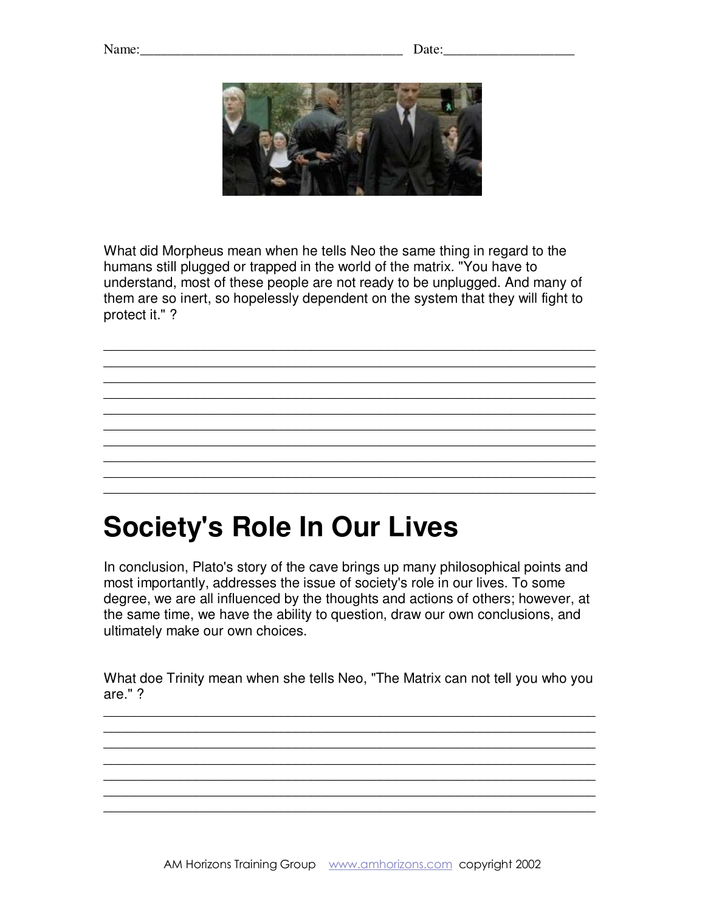Name:______________________________________ Date:___________________

What did Morpheus mean when he tells Neo the same thing in regard to the humans still plugged or trapped in the world of the matrix. "You have to understand, most of these people are not ready to be unplugged. And many of them are so inert, so hopelessly dependent on the system that they will fight to protect it." ?

_______________________________________________________________
_______________________________________________________________
_______________________________________________________________
_______________________________________________________________
_______________________________________________________________
_______________________________________________________________
_______________________________________________________________
_______________________________________________________________
_______________________________________________________________

# Society's Role In Our Lives

In conclusion, Plato's story of the cave brings up many philosophical points and most importantly, addresses the issue of society's role in our lives. To some degree, we are all influenced by the thoughts and actions of others; however, at the same time, we have the ability to question, draw our own conclusions, and ultimately make our own choices.

What doe Trinity mean when she tells Neo, "The Matrix can not tell you who you are." ?

_______________________________________________________________
_______________________________________________________________
_______________________________________________________________
_______________________________________________________________
_______________________________________________________________
_______________________________________________________________
_______________________________________________________________

AM Horizons Training Group www.amhorizons.com copyright 2002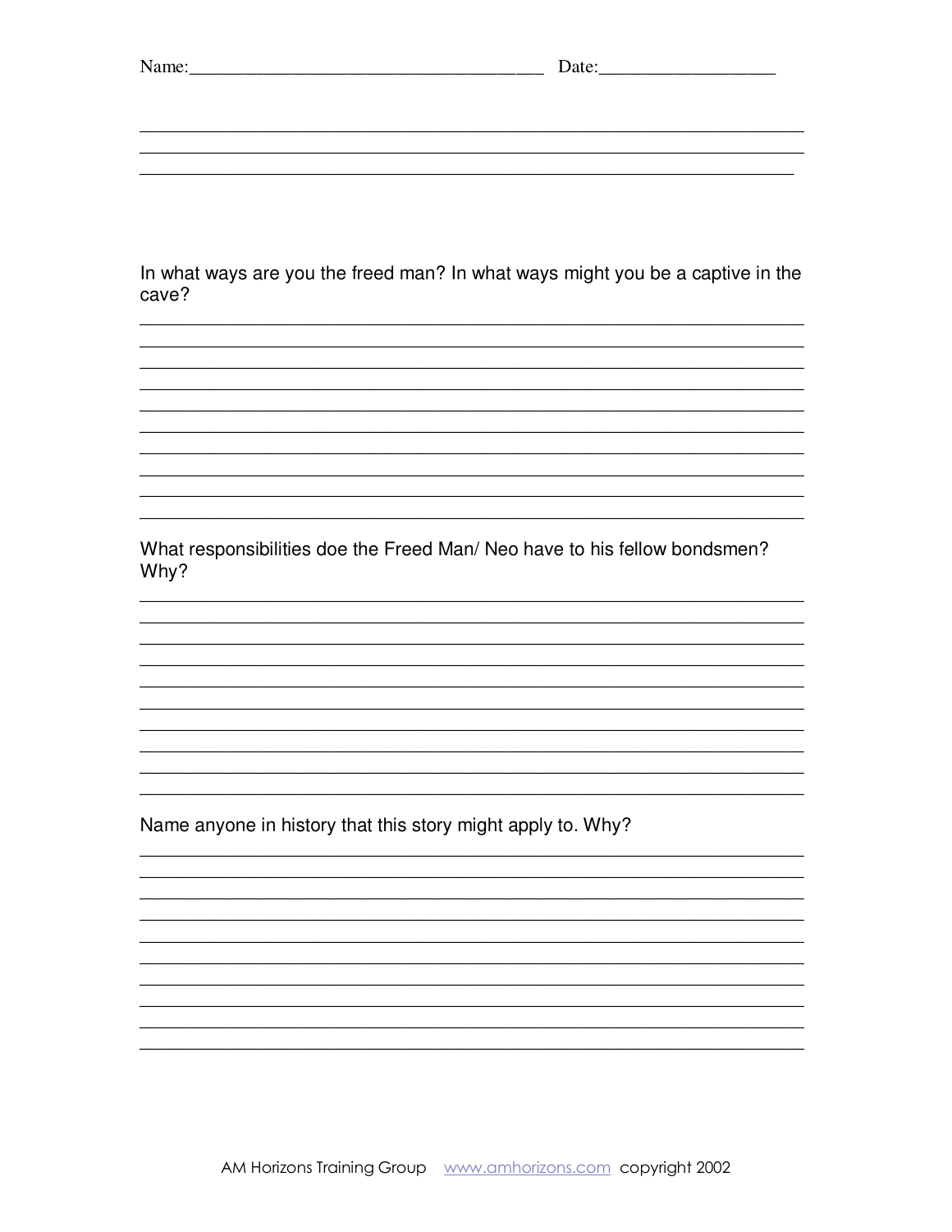Name:_______________________________________ Date:___________________

In what ways are you the freed man? In what ways might you be a captive in the cave?

What responsibilities doe the Freed Man/ Neo have to his fellow bondsmen? Why?

Name anyone in history that this story might apply to. Why?

AM Horizons Training Group www.amhorizons.com copyright 2002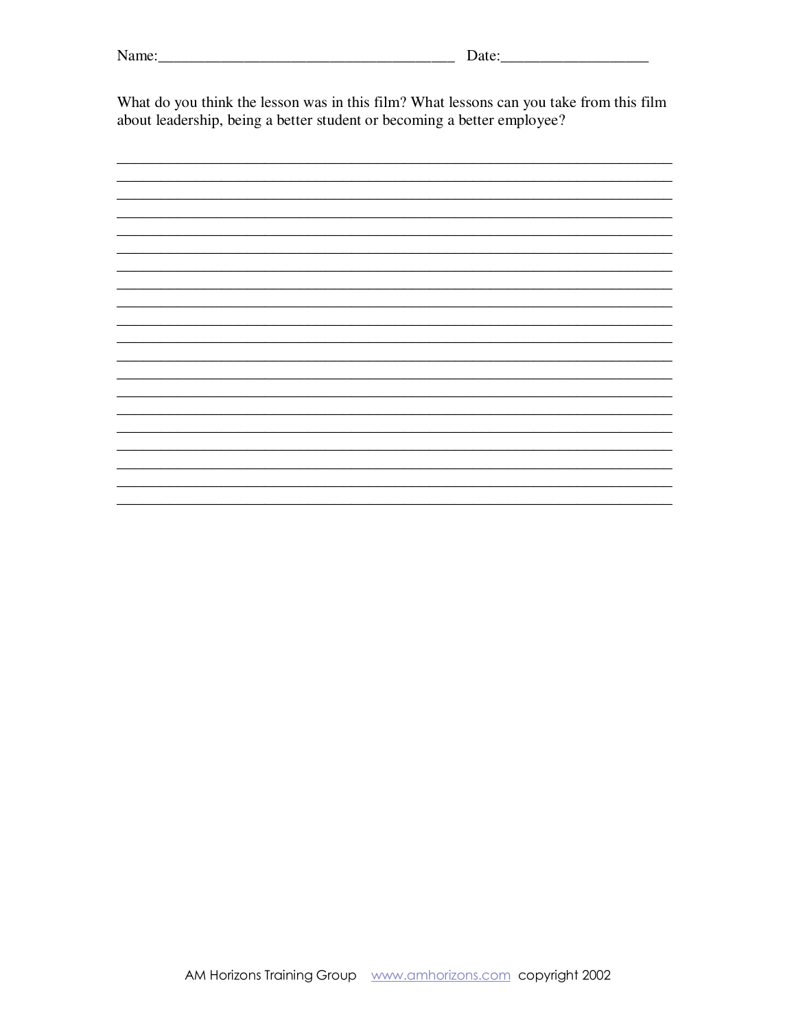Name:______________________________________ Date:__________________

What do you think the lesson was in this film? What lessons can you take from this film about leadership, being a better student or becoming a better employee?

______________________________________________________________________________
______________________________________________________________________________
______________________________________________________________________________
______________________________________________________________________________
______________________________________________________________________________
______________________________________________________________________________
______________________________________________________________________________
______________________________________________________________________________
______________________________________________________________________________
______________________________________________________________________________
______________________________________________________________________________
______________________________________________________________________________
______________________________________________________________________________
______________________________________________________________________________
______________________________________________________________________________
______________________________________________________________________________
______________________________________________________________________________
______________________________________________________________________________
______________________________________________________________________________
______________________________________________________________________________

AM Horizons Training Group www.amhorizons.com copyright 2002